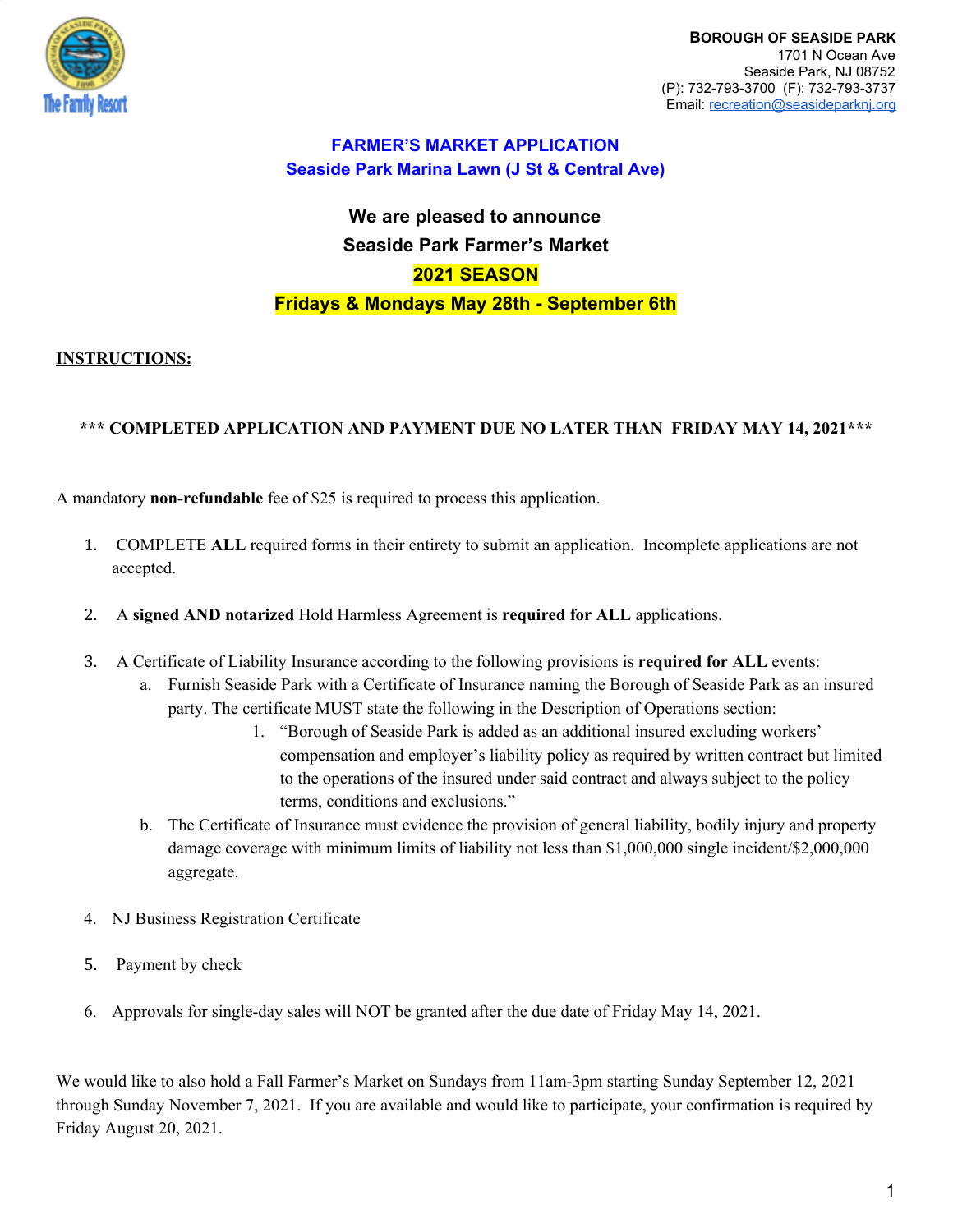**BOROUGH OF SEASIDE PARK**
1701 N Ocean Ave
Seaside Park, NJ 08752
(P): 732-793-3700 (F): 732-793-3737
Email: recreation@seasideparknj.org

# FARMER'S MARKET APPLICATION

## Seaside Park Marina Lawn (J St & Central Ave)

**We are pleased to announce**
**Seaside Park Farmer's Market**
**2021 SEASON**
**Fridays & Mondays May 28th - September 6th**

**INSTRUCTIONS:**

**\*\*\* COMPLETED APPLICATION AND PAYMENT DUE NO LATER THAN FRIDAY MAY 14, 2021\*\*\***

A mandatory **non-refundable** fee of $25 is required to process this application.

1. COMPLETE **ALL** required forms in their entirety to submit an application. Incomplete applications are not accepted.
2. A **signed AND notarized** Hold Harmless Agreement is **required for ALL** applications.
3. A Certificate of Liability Insurance according to the following provisions is **required for ALL** events:
   a. Furnish Seaside Park with a Certificate of Insurance naming the Borough of Seaside Park as an insured party. The certificate MUST state the following in the Description of Operations section:
      1. "Borough of Seaside Park is added as an additional insured excluding workers' compensation and employer's liability policy as required by written contract but limited to the operations of the insured under said contract and always subject to the policy terms, conditions and exclusions."
   b. The Certificate of Insurance must evidence the provision of general liability, bodily injury and property damage coverage with minimum limits of liability not less than $1,000,000 single incident/$2,000,000 aggregate.
4. NJ Business Registration Certificate
5. Payment by check
6. Approvals for single-day sales will NOT be granted after the due date of Friday May 14, 2021.

We would like to also hold a Fall Farmer's Market on Sundays from 11am-3pm starting Sunday September 12, 2021 through Sunday November 7, 2021. If you are available and would like to participate, your confirmation is required by Friday August 20, 2021.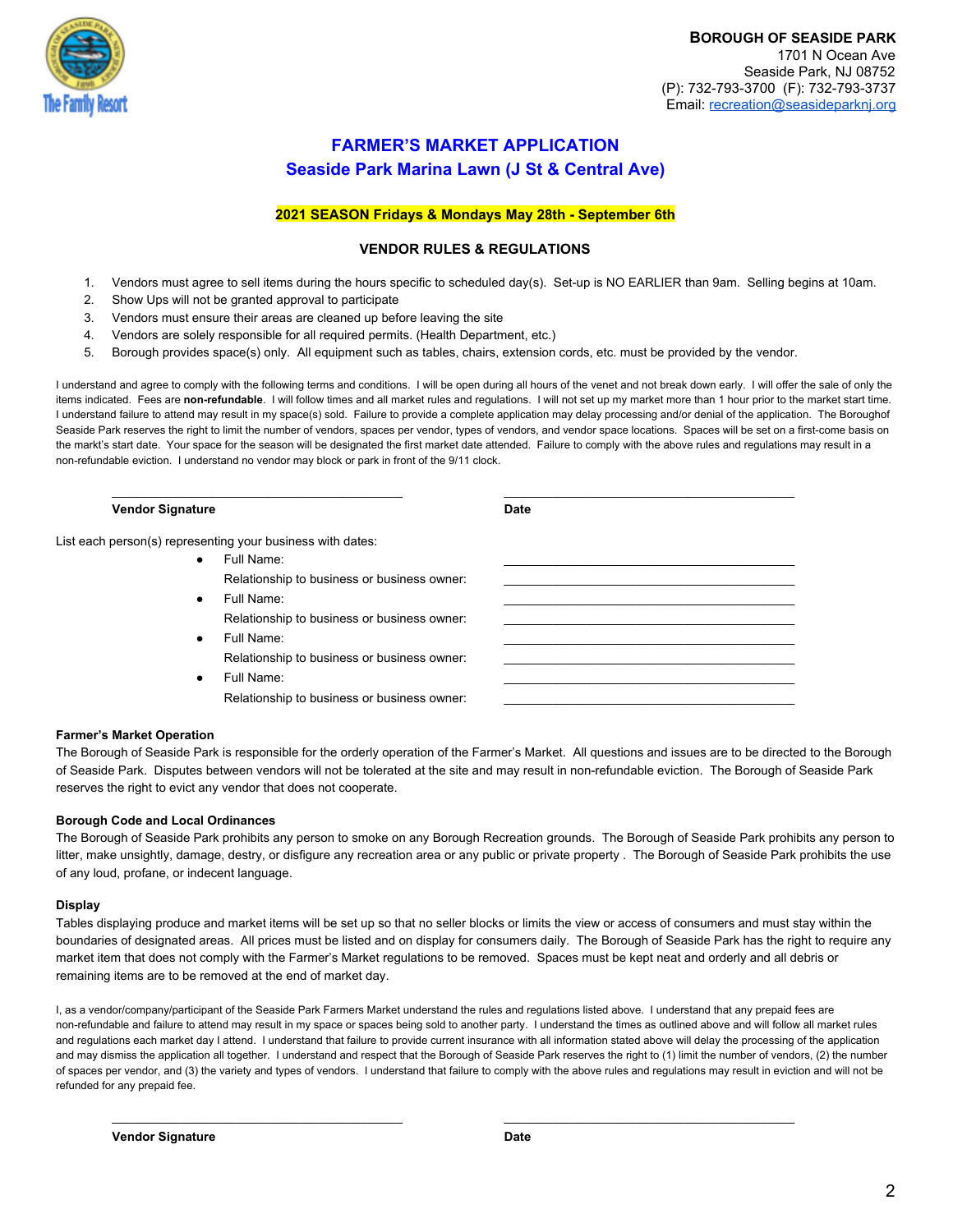**BOROUGH OF SEASIDE PARK**
1701 N Ocean Ave
Seaside Park, NJ 08752
(P): 732-793-3700 (F): 732-793-3737
Email: recreation@seasideparknj.org

# FARMER'S MARKET APPLICATION
## Seaside Park Marina Lawn (J St & Central Ave)

**2021 SEASON Fridays & Mondays May 28th - September 6th**

### VENDOR RULES & REGULATIONS

1. Vendors must agree to sell items during the hours specific to scheduled day(s). Set-up is NO EARLIER than 9am. Selling begins at 10am.
2. Show Ups will not be granted approval to participate
3. Vendors must ensure their areas are cleaned up before leaving the site
4. Vendors are solely responsible for all required permits. (Health Department, etc.)
5. Borough provides space(s) only. All equipment such as tables, chairs, extension cords, etc. must be provided by the vendor.

I understand and agree to comply with the following terms and conditions. I will be open during all hours of the venet and not break down early. I will offer the sale of only the items indicated. Fees are **non-refundable**. I will follow times and all market rules and regulations. I will not set up my market more than 1 hour prior to the market start time. I understand failure to attend may result in my space(s) sold. Failure to provide a complete application may delay processing and/or denial of the application. The Boroughof Seaside Park reserves the right to limit the number of vendors, spaces per vendor, types of vendors, and vendor space locations. Spaces will be set on a first-come basis on the markt's start date. Your space for the season will be designated the first market date attended. Failure to comply with the above rules and regulations may result in a non-refundable eviction. I understand no vendor may block or park in front of the 9/11 clock.

**Vendor Signature** ______________________ **Date** ______________________

List each person(s) representing your business with dates:

- Full Name: ______________________
  Relationship to business or business owner: ______________________
- Full Name: ______________________
  Relationship to business or business owner: ______________________
- Full Name: ______________________
  Relationship to business or business owner: ______________________
- Full Name: ______________________
  Relationship to business or business owner: ______________________

**Farmer's Market Operation**

The Borough of Seaside Park is responsible for the orderly operation of the Farmer's Market. All questions and issues are to be directed to the Borough of Seaside Park. Disputes between vendors will not be tolerated at the site and may result in non-refundable eviction. The Borough of Seaside Park reserves the right to evict any vendor that does not cooperate.

**Borough Code and Local Ordinances**

The Borough of Seaside Park prohibits any person to smoke on any Borough Recreation grounds. The Borough of Seaside Park prohibits any person to litter, make unsightly, damage, destry, or disfigure any recreation area or any public or private property . The Borough of Seaside Park prohibits the use of any loud, profane, or indecent language.

**Display**

Tables displaying produce and market items will be set up so that no seller blocks or limits the view or access of consumers and must stay within the boundaries of designated areas. All prices must be listed and on display for consumers daily. The Borough of Seaside Park has the right to require any market item that does not comply with the Farmer's Market regulations to be removed. Spaces must be kept neat and orderly and all debris or remaining items are to be removed at the end of market day.

I, as a vendor/company/participant of the Seaside Park Farmers Market understand the rules and regulations listed above. I understand that any prepaid fees are non-refundable and failure to attend may result in my space or spaces being sold to another party. I understand the times as outlined above and will follow all market rules and regulations each market day I attend. I understand that failure to provide current insurance with all information stated above will delay the processing of the application and may dismiss the application all together. I understand and respect that the Borough of Seaside Park reserves the right to (1) limit the number of vendors, (2) the number of spaces per vendor, and (3) the variety and types of vendors. I understand that failure to comply with the above rules and regulations may result in eviction and will not be refunded for any prepaid fee.

**Vendor Signature** ______________________ **Date** ______________________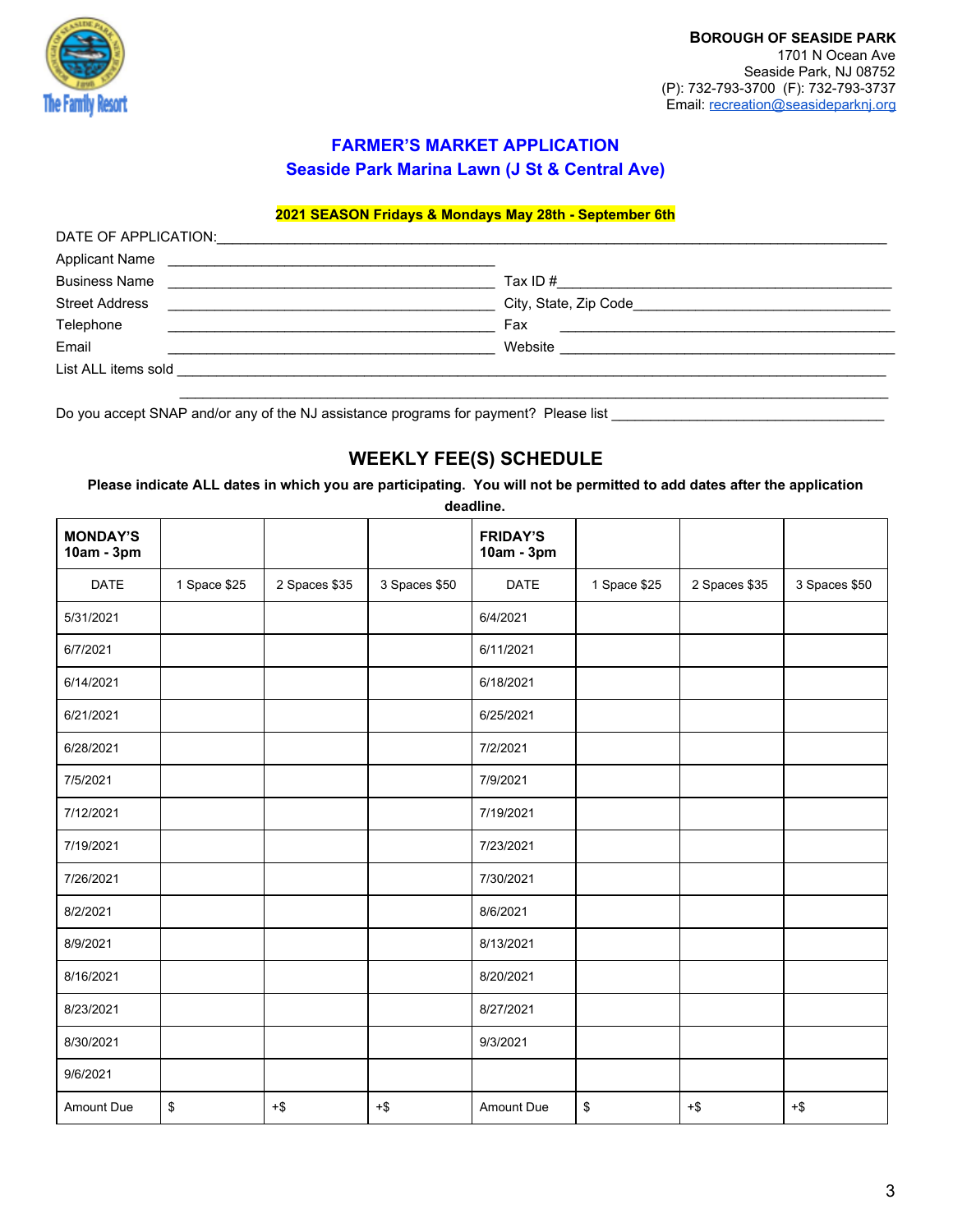**BOROUGH OF SEASIDE PARK**
1701 N Ocean Ave
Seaside Park, NJ 08752
(P): 732-793-3700 (F): 732-793-3737
Email: recreation@seasideparknj.org

## FARMER'S MARKET APPLICATION
## Seaside Park Marina Lawn (J St & Central Ave)

**2021 SEASON Fridays & Mondays May 28th - September 6th**

DATE OF APPLICATION:______________________________________________________________

Applicant Name ______________________________________

Business Name ______________________________________ Tax ID #______________________________________

Street Address ______________________________________ City, State, Zip Code______________________________

Telephone ______________________________________ Fax ______________________________________

Email ______________________________________ Website ______________________________________

List ALL items sold ______________________________________________________________

______________________________________________________________

Do you accept SNAP and/or any of the NJ assistance programs for payment? Please list ______________________________

## WEEKLY FEE(S) SCHEDULE

**Please indicate ALL dates in which you are participating. You will not be permitted to add dates after the application deadline.**

| **MONDAY'S 10am - 3pm** | | | | **FRIDAY'S 10am - 3pm** | | | |
|---|---|---|---|---|---|---|---|
| DATE | 1 Space $25 | 2 Spaces $35 | 3 Spaces $50 | DATE | 1 Space $25 | 2 Spaces $35 | 3 Spaces $50 |
| 5/31/2021 | | | | 6/4/2021 | | | |
| 6/7/2021 | | | | 6/11/2021 | | | |
| 6/14/2021 | | | | 6/18/2021 | | | |
| 6/21/2021 | | | | 6/25/2021 | | | |
| 6/28/2021 | | | | 7/2/2021 | | | |
| 7/5/2021 | | | | 7/9/2021 | | | |
| 7/12/2021 | | | | 7/19/2021 | | | |
| 7/19/2021 | | | | 7/23/2021 | | | |
| 7/26/2021 | | | | 7/30/2021 | | | |
| 8/2/2021 | | | | 8/6/2021 | | | |
| 8/9/2021 | | | | 8/13/2021 | | | |
| 8/16/2021 | | | | 8/20/2021 | | | |
| 8/23/2021 | | | | 8/27/2021 | | | |
| 8/30/2021 | | | | 9/3/2021 | | | |
| 9/6/2021 | | | | | | | |
| Amount Due | $ | +$ | +$ | Amount Due | $ | +$ | +$ |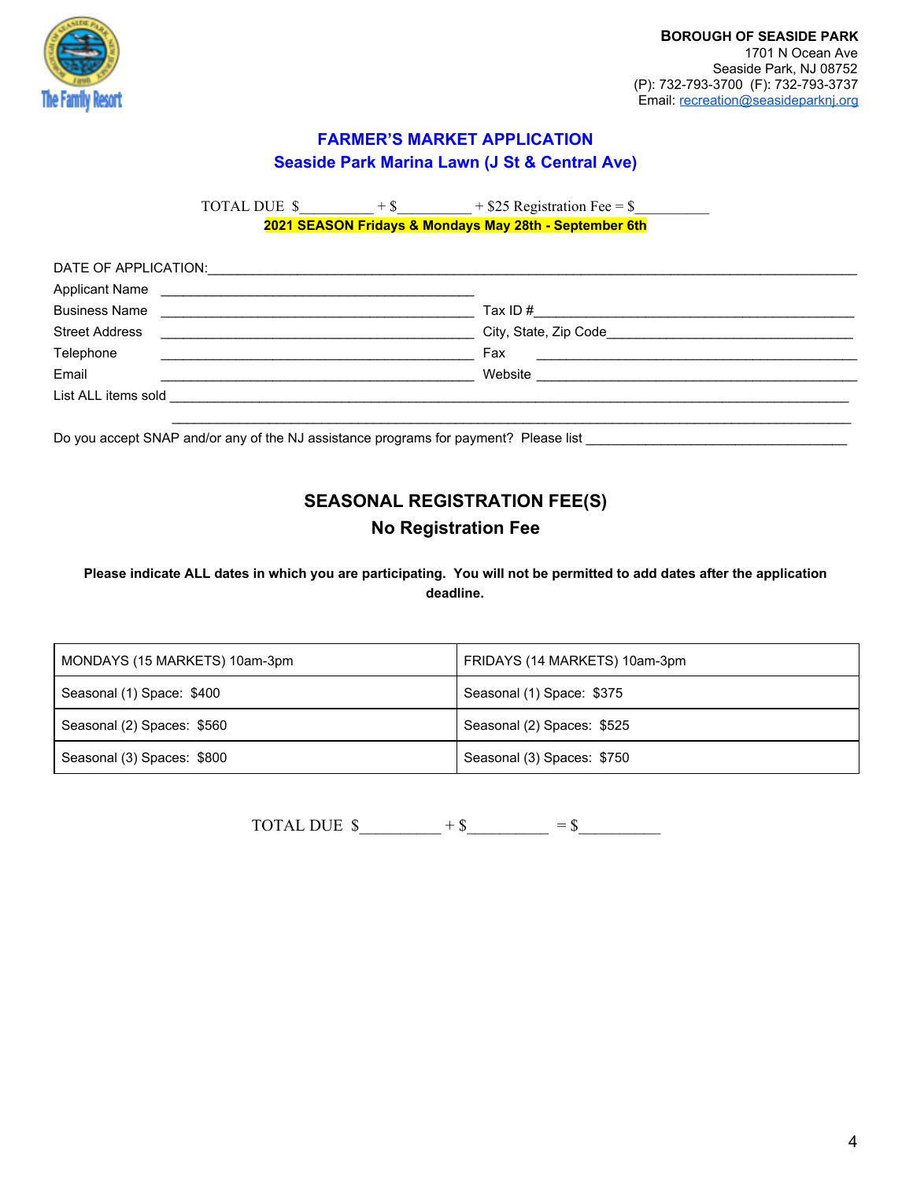**BOROUGH OF SEASIDE PARK**
1701 N Ocean Ave
Seaside Park, NJ 08752
(P): 732-793-3700 (F): 732-793-3737
Email: recreation@seasideparknj.org

## FARMER'S MARKET APPLICATION
## Seaside Park Marina Lawn (J St & Central Ave)

TOTAL DUE $__________ + $__________ + $25 Registration Fee = $__________

**2021 SEASON Fridays & Mondays May 28th - September 6th**

DATE OF APPLICATION:______________________________________________________________

Applicant Name ____________________________________________

Business Name ____________________________________________ Tax ID #____________________________________________

Street Address ____________________________________________ City, State, Zip Code_________________________________

Telephone ____________________________________________ Fax ____________________________________________

Email ____________________________________________ Website ____________________________________________

List ALL items sold _____________________________________________________________________________________

_____________________________________________________________________________________

Do you accept SNAP and/or any of the NJ assistance programs for payment? Please list ____________________________________

## SEASONAL REGISTRATION FEE(S)
## No Registration Fee

**Please indicate ALL dates in which you are participating. You will not be permitted to add dates after the application deadline.**

| MONDAYS (15 MARKETS) 10am-3pm | FRIDAYS (14 MARKETS) 10am-3pm |
|---|---|
| Seasonal (1) Space: $400 | Seasonal (1) Space: $375 |
| Seasonal (2) Spaces: $560 | Seasonal (2) Spaces: $525 |
| Seasonal (3) Spaces: $800 | Seasonal (3) Spaces: $750 |

TOTAL DUE $__________ + $__________ = $__________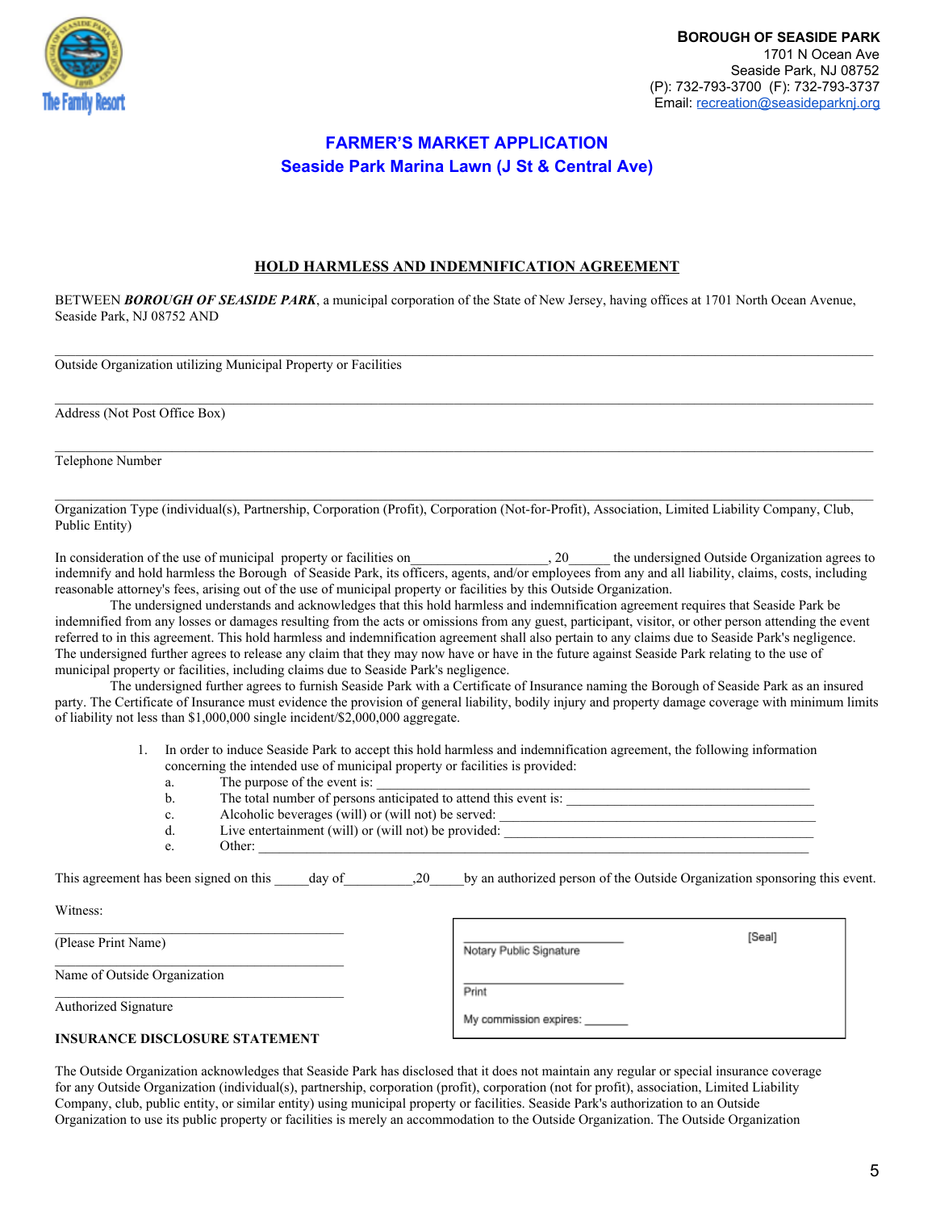**BOROUGH OF SEASIDE PARK**
1701 N Ocean Ave
Seaside Park, NJ 08752
(P): 732-793-3700 (F): 732-793-3737
Email: recreation@seasideparknj.org

# FARMER'S MARKET APPLICATION
## Seaside Park Marina Lawn (J St & Central Ave)

### HOLD HARMLESS AND INDEMNIFICATION AGREEMENT

BETWEEN ***BOROUGH OF SEASIDE PARK***, a municipal corporation of the State of New Jersey, having offices at 1701 North Ocean Avenue, Seaside Park, NJ 08752 AND

______________________________________________________________________________

Outside Organization utilizing Municipal Property or Facilities

______________________________________________________________________________

Address (Not Post Office Box)

______________________________________________________________________________

Telephone Number

______________________________________________________________________________

Organization Type (individual(s), Partnership, Corporation (Profit), Corporation (Not-for-Profit), Association, Limited Liability Company, Club, Public Entity)

In consideration of the use of municipal property or facilities on___________________, 20______ the undersigned Outside Organization agrees to indemnify and hold harmless the Borough of Seaside Park, its officers, agents, and/or employees from any and all liability, claims, costs, including reasonable attorney's fees, arising out of the use of municipal property or facilities by this Outside Organization.

The undersigned understands and acknowledges that this hold harmless and indemnification agreement requires that Seaside Park be indemnified from any losses or damages resulting from the acts or omissions from any guest, participant, visitor, or other person attending the event referred to in this agreement. This hold harmless and indemnification agreement shall also pertain to any claims due to Seaside Park's negligence. The undersigned further agrees to release any claim that they may now have or have in the future against Seaside Park relating to the use of municipal property or facilities, including claims due to Seaside Park's negligence.

The undersigned further agrees to furnish Seaside Park with a Certificate of Insurance naming the Borough of Seaside Park as an insured party. The Certificate of Insurance must evidence the provision of general liability, bodily injury and property damage coverage with minimum limits of liability not less than $1,000,000 single incident/$2,000,000 aggregate.

1. In order to induce Seaside Park to accept this hold harmless and indemnification agreement, the following information concerning the intended use of municipal property or facilities is provided:
   a. The purpose of the event is: ______________________________________________
   b. The total number of persons anticipated to attend this event is: ______________________________
   c. Alcoholic beverages (will) or (will not) be served: ______________________________
   d. Live entertainment (will) or (will not) be provided: ______________________________
   e. Other: ______________________________________________

This agreement has been signed on this _____day of__________,20_____by an authorized person of the Outside Organization sponsoring this event.

Witness:

______________________________
(Please Print Name)

______________________________
Name of Outside Organization

______________________________
Authorized Signature

______________________________ [Seal]
Notary Public Signature

______________________________
Print

My commission expires: _______

**INSURANCE DISCLOSURE STATEMENT**

The Outside Organization acknowledges that Seaside Park has disclosed that it does not maintain any regular or special insurance coverage for any Outside Organization (individual(s), partnership, corporation (profit), corporation (not for profit), association, Limited Liability Company, club, public entity, or similar entity) using municipal property or facilities. Seaside Park's authorization to an Outside Organization to use its public property or facilities is merely an accommodation to the Outside Organization. The Outside Organization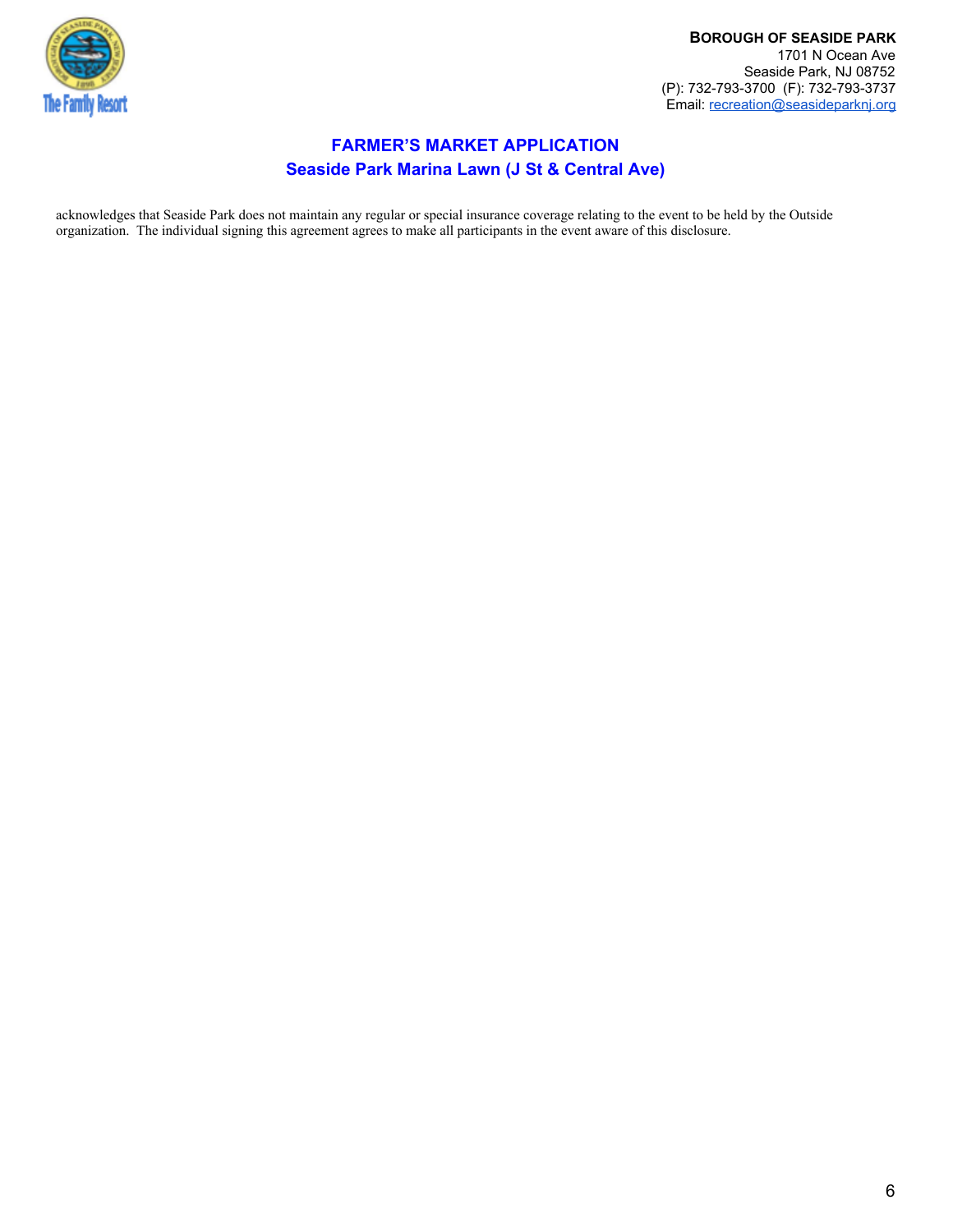# FARMER'S MARKET APPLICATION

## Seaside Park Marina Lawn (J St & Central Ave)

acknowledges that Seaside Park does not maintain any regular or special insurance coverage relating to the event to be held by the Outside organization. The individual signing this agreement agrees to make all participants in the event aware of this disclosure.